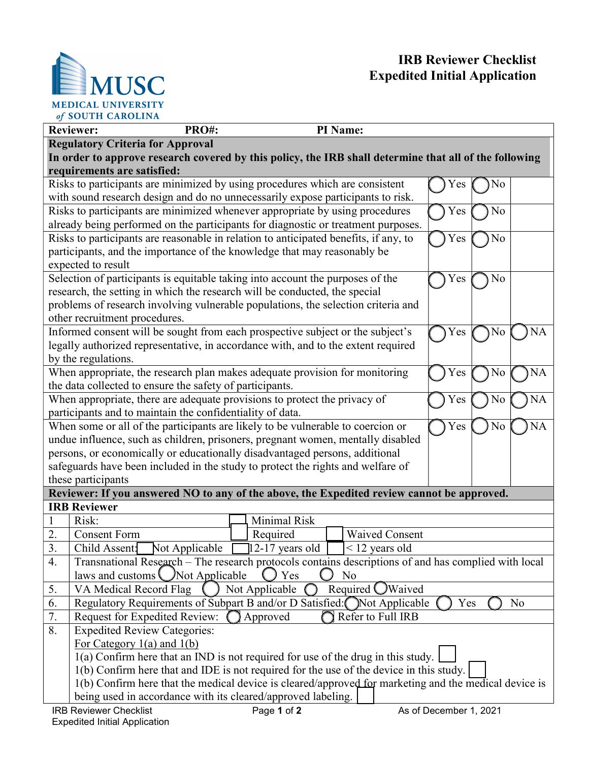# IRB Reviewer Checklist
# Expedited Initial Application

MUSC MEDICAL UNIVERSITY of SOUTH CAROLINA

| **Reviewer:** | **PRO#:** | **PI Name:** | |
|---|---|---|---|

**Regulatory Criteria for Approval**

**In order to approve research covered by this policy, the IRB shall determine that all of the following requirements are satisfied:**

| Criterion | | | |
|---|---|---|---|
| Risks to participants are minimized by using procedures which are consistent with sound research design and do no unnecessarily expose participants to risk. | ◯ Yes | ◯ No | |
| Risks to participants are minimized whenever appropriate by using procedures already being performed on the participants for diagnostic or treatment purposes. | ◯ Yes | ◯ No | |
| Risks to participants are reasonable in relation to anticipated benefits, if any, to participants, and the importance of the knowledge that may reasonably be expected to result | ◯ Yes | ◯ No | |
| Selection of participants is equitable taking into account the purposes of the research, the setting in which the research will be conducted, the special problems of research involving vulnerable populations, the selection criteria and other recruitment procedures. | ◯ Yes | ◯ No | |
| Informed consent will be sought from each prospective subject or the subject's legally authorized representative, in accordance with, and to the extent required by the regulations. | ◯ Yes | ◯ No | ◯ NA |
| When appropriate, the research plan makes adequate provision for monitoring the data collected to ensure the safety of participants. | ◯ Yes | ◯ No | ◯ NA |
| When appropriate, there are adequate provisions to protect the privacy of participants and to maintain the confidentiality of data. | ◯ Yes | ◯ No | ◯ NA |
| When some or all of the participants are likely to be vulnerable to coercion or undue influence, such as children, prisoners, pregnant women, mentally disabled persons, or economically or educationally disadvantaged persons, additional safeguards have been included in the study to protect the rights and welfare of these participants | ◯ Yes | ◯ No | ◯ NA |

**Reviewer: If you answered NO to any of the above, the Expedited review cannot be approved.**

**IRB Reviewer**

| # | Item | Options |
|---|---|---|
| 1 | Risk: | ☐ Minimal Risk |
| 2. | Consent Form | ☐ Required ☐ Waived Consent |
| 3. | Child Assent: | ☐ Not Applicable ☐ 12-17 years old ☐ < 12 years old |
| 4. | Transnational Research – The research protocols contains descriptions of and has complied with local laws and customs | ◯ Not Applicable ◯ Yes ◯ No |
| 5. | VA Medical Record Flag | ◯ Not Applicable ◯ Required ◯ Waived |
| 6. | Regulatory Requirements of Subpart B and/or D Satisfied: | ◯ Not Applicable ◯ Yes ◯ No |
| 7. | Request for Expedited Review: | ◯ Approved ◯ Refer to Full IRB |
| 8. | Expedited Review Categories: | |

For Category 1(a) and 1(b)

1(a) Confirm here that an IND is not required for use of the drug in this study. ☐

1(b) Confirm here that and IDE is not required for the use of the device in this study. ☐

1(b) Confirm here that the medical device is cleared/approved for marketing and the medical device is being used in accordance with its cleared/approved labeling. ☐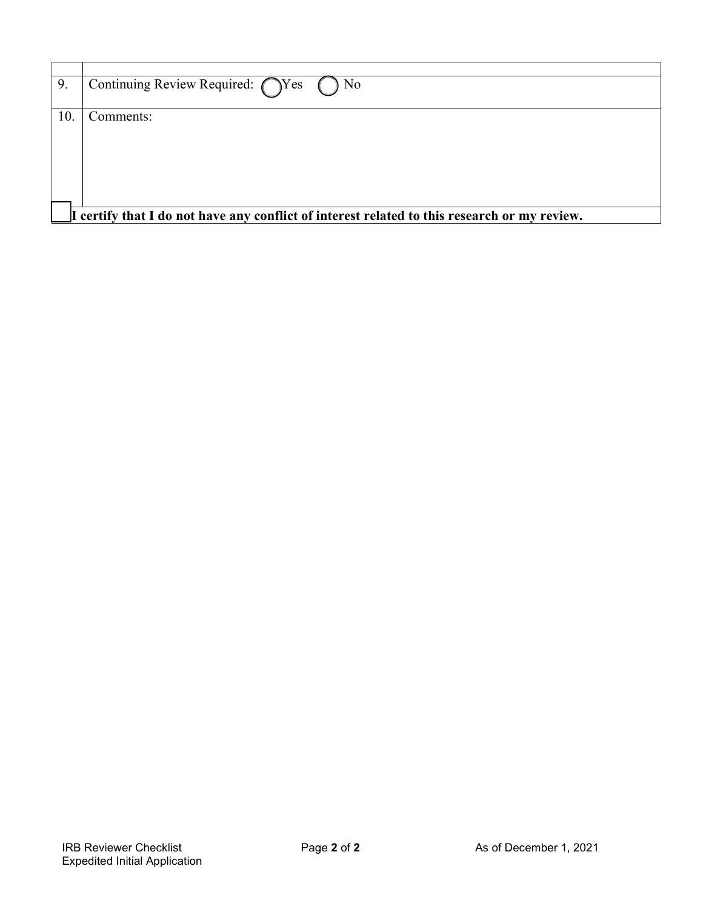| | |
|---|---|
| 9. | Continuing Review Required: ◯ Yes ◯ No |
| 10. | Comments: |

☐ **I certify that I do not have any conflict of interest related to this research or my review.**